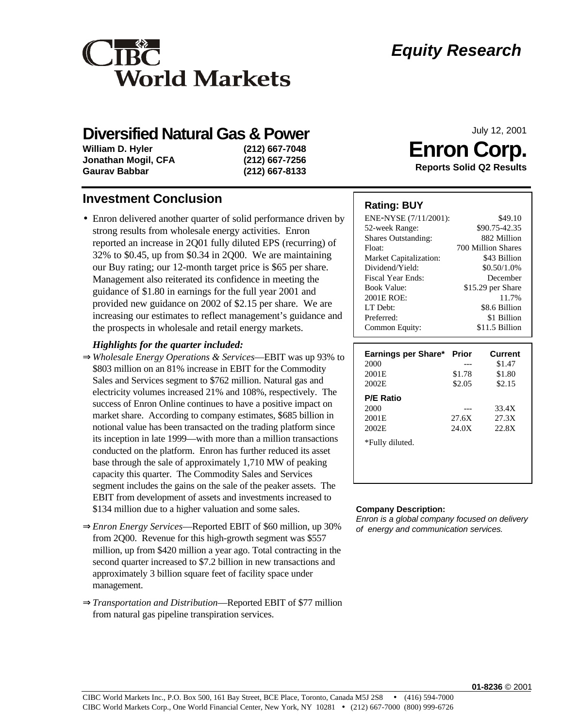CIBC World Markets

# Equity Research

## Diversified Natural Gas & Power

**William D. Hyler** (212) 667-7048
**Jonathan Mogil, CFA** (212) 667-7256
**Gaurav Babbar** (212) 667-8133

July 12, 2001

# Enron Corp.

**Reports Solid Q2 Results**

## Investment Conclusion

- Enron delivered another quarter of solid performance driven by strong results from wholesale energy activities. Enron reported an increase in 2Q01 fully diluted EPS (recurring) of 32% to \$0.45, up from \$0.34 in 2Q00. We are maintaining our Buy rating; our 12-month target price is \$65 per share. Management also reiterated its confidence in meeting the guidance of \$1.80 in earnings for the full year 2001 and provided new guidance on 2002 of \$2.15 per share. We are increasing our estimates to reflect management's guidance and the prospects in wholesale and retail energy markets.

***Highlights for the quarter included:***

⇒ *Wholesale Energy Operations & Services*—EBIT was up 93% to \$803 million on an 81% increase in EBIT for the Commodity Sales and Services segment to \$762 million. Natural gas and electricity volumes increased 21% and 108%, respectively. The success of Enron Online continues to have a positive impact on market share. According to company estimates, \$685 billion in notional value has been transacted on the trading platform since its inception in late 1999—with more than a million transactions conducted on the platform. Enron has further reduced its asset base through the sale of approximately 1,710 MW of peaking capacity this quarter. The Commodity Sales and Services segment includes the gains on the sale of the peaker assets. The EBIT from development of assets and investments increased to \$134 million due to a higher valuation and some sales.

⇒ *Enron Energy Services*—Reported EBIT of \$60 million, up 30% from 2Q00. Revenue for this high-growth segment was \$557 million, up from \$420 million a year ago. Total contracting in the second quarter increased to \$7.2 billion in new transactions and approximately 3 billion square feet of facility space under management.

⇒ *Transportation and Distribution*—Reported EBIT of \$77 million from natural gas pipeline transpiration services.

### Rating: BUY

| | |
|---|---|
| ENE-NYSE (7/11/2001): | \$49.10 |
| 52-week Range: | \$90.75-42.35 |
| Shares Outstanding: | 882 Million |
| Float: | 700 Million Shares |
| Market Capitalization: | \$43 Billion |
| Dividend/Yield: | \$0.50/1.0% |
| Fiscal Year Ends: | December |
| Book Value: | \$15.29 per Share |
| 2001E ROE: | 11.7% |
| LT Debt: | \$8.6 Billion |
| Preferred: | \$1 Billion |
| Common Equity: | \$11.5 Billion |

| Earnings per Share* | Prior | Current |
|---|---|---|
| 2000 | --- | \$1.47 |
| 2001E | \$1.78 | \$1.80 |
| 2002E | \$2.05 | \$2.15 |
| **P/E Ratio** | | |
| 2000 | --- | 33.4X |
| 2001E | 27.6X | 27.3X |
| 2002E | 24.0X | 22.8X |

*Fully diluted.

**Company Description:**

*Enron is a global company focused on delivery of energy and communication services.*

01-8236 © 2001

CIBC World Markets Inc., P.O. Box 500, 161 Bay Street, BCE Place, Toronto, Canada M5J 2S8 • (416) 594-7000
CIBC World Markets Corp., One World Financial Center, New York, NY 10281 • (212) 667-7000 (800) 999-6726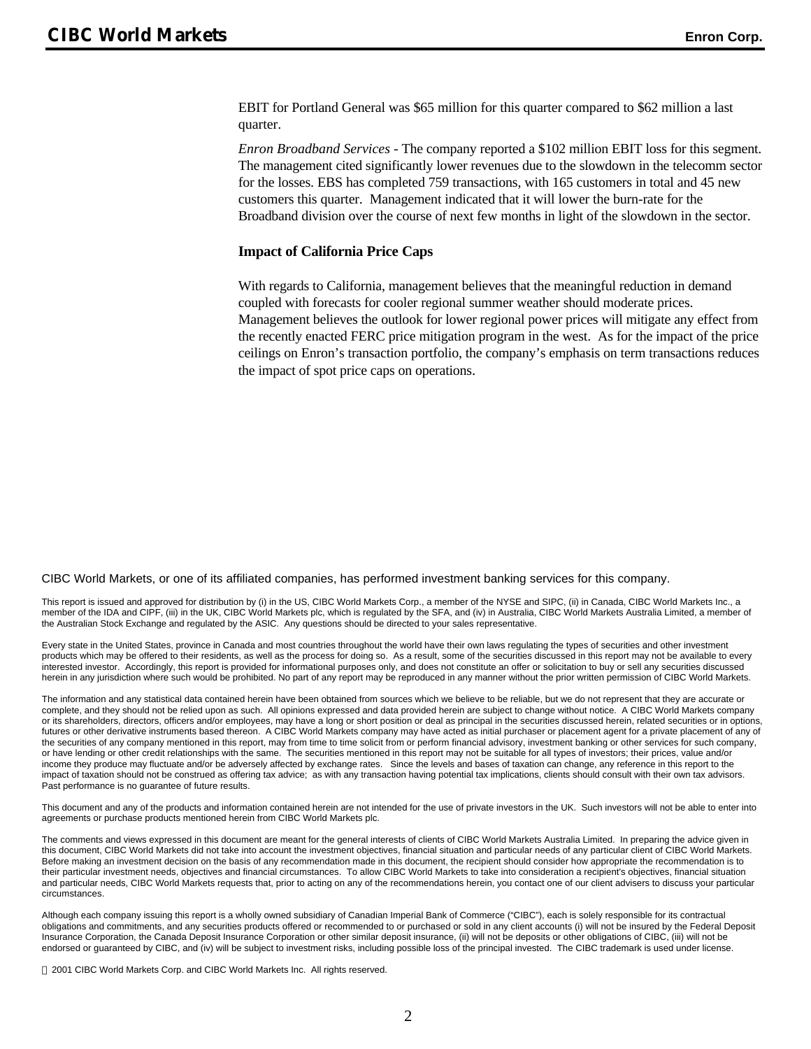EBIT for Portland General was $65 million for this quarter compared to $62 million a last quarter.

*Enron Broadband Services* - The company reported a $102 million EBIT loss for this segment. The management cited significantly lower revenues due to the slowdown in the telecomm sector for the losses. EBS has completed 759 transactions, with 165 customers in total and 45 new customers this quarter. Management indicated that it will lower the burn-rate for the Broadband division over the course of next few months in light of the slowdown in the sector.

**Impact of California Price Caps**

With regards to California, management believes that the meaningful reduction in demand coupled with forecasts for cooler regional summer weather should moderate prices. Management believes the outlook for lower regional power prices will mitigate any effect from the recently enacted FERC price mitigation program in the west. As for the impact of the price ceilings on Enron's transaction portfolio, the company's emphasis on term transactions reduces the impact of spot price caps on operations.

CIBC World Markets, or one of its affiliated companies, has performed investment banking services for this company.

This report is issued and approved for distribution by (i) in the US, CIBC World Markets Corp., a member of the NYSE and SIPC, (ii) in Canada, CIBC World Markets Inc., a member of the IDA and CIPF, (iii) in the UK, CIBC World Markets plc, which is regulated by the SFA, and (iv) in Australia, CIBC World Markets Australia Limited, a member of the Australian Stock Exchange and regulated by the ASIC. Any questions should be directed to your sales representative.

Every state in the United States, province in Canada and most countries throughout the world have their own laws regulating the types of securities and other investment products which may be offered to their residents, as well as the process for doing so. As a result, some of the securities discussed in this report may not be available to every interested investor. Accordingly, this report is provided for informational purposes only, and does not constitute an offer or solicitation to buy or sell any securities discussed herein in any jurisdiction where such would be prohibited. No part of any report may be reproduced in any manner without the prior written permission of CIBC World Markets.

The information and any statistical data contained herein have been obtained from sources which we believe to be reliable, but we do not represent that they are accurate or complete, and they should not be relied upon as such. All opinions expressed and data provided herein are subject to change without notice. A CIBC World Markets company or its shareholders, directors, officers and/or employees, may have a long or short position or deal as principal in the securities discussed herein, related securities or in options, futures or other derivative instruments based thereon. A CIBC World Markets company may have acted as initial purchaser or placement agent for a private placement of any of the securities of any company mentioned in this report, may from time to time solicit from or perform financial advisory, investment banking or other services for such company, or have lending or other credit relationships with the same. The securities mentioned in this report may not be suitable for all types of investors; their prices, value and/or income they produce may fluctuate and/or be adversely affected by exchange rates. Since the levels and bases of taxation can change, any reference in this report to the impact of taxation should not be construed as offering tax advice; as with any transaction having potential tax implications, clients should consult with their own tax advisors. Past performance is no guarantee of future results.

This document and any of the products and information contained herein are not intended for the use of private investors in the UK. Such investors will not be able to enter into agreements or purchase products mentioned herein from CIBC World Markets plc.

The comments and views expressed in this document are meant for the general interests of clients of CIBC World Markets Australia Limited. In preparing the advice given in this document, CIBC World Markets did not take into account the investment objectives, financial situation and particular needs of any particular client of CIBC World Markets. Before making an investment decision on the basis of any recommendation made in this document, the recipient should consider how appropriate the recommendation is to their particular investment needs, objectives and financial circumstances. To allow CIBC World Markets to take into consideration a recipient's objectives, financial situation and particular needs, CIBC World Markets requests that, prior to acting on any of the recommendations herein, you contact one of our client advisers to discuss your particular circumstances.

Although each company issuing this report is a wholly owned subsidiary of Canadian Imperial Bank of Commerce ("CIBC"), each is solely responsible for its contractual obligations and commitments, and any securities products offered or recommended to or purchased or sold in any client accounts (i) will not be insured by the Federal Deposit Insurance Corporation, the Canada Deposit Insurance Corporation or other similar deposit insurance, (ii) will not be deposits or other obligations of CIBC, (iii) will not be endorsed or guaranteed by CIBC, and (iv) will be subject to investment risks, including possible loss of the principal invested. The CIBC trademark is used under license.

© 2001 CIBC World Markets Corp. and CIBC World Markets Inc. All rights reserved.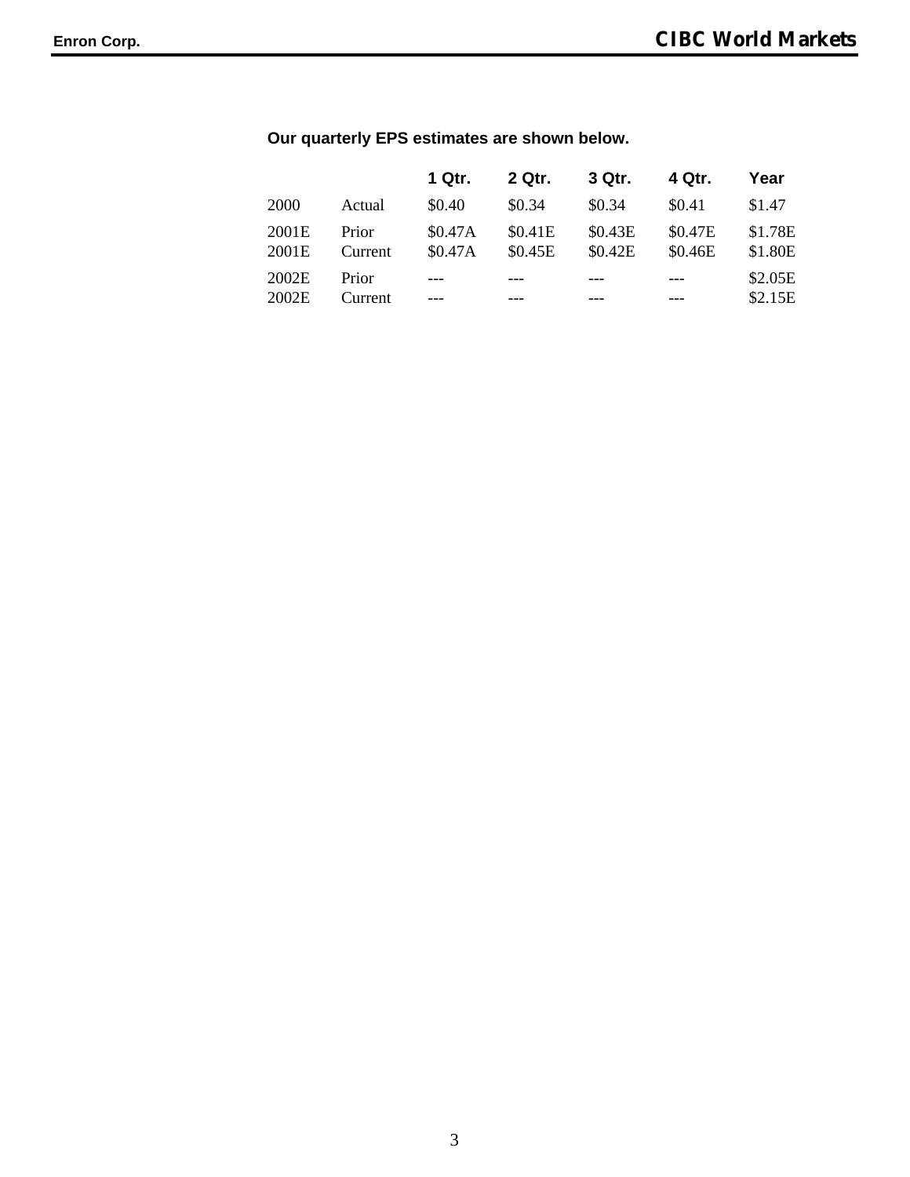**Our quarterly EPS estimates are shown below.**

| | | 1 Qtr. | 2 Qtr. | 3 Qtr. | 4 Qtr. | Year |
|---|---|---|---|---|---|---|
| 2000 | Actual | $0.40 | $0.34 | $0.34 | $0.41 | $1.47 |
| 2001E | Prior | $0.47A | $0.41E | $0.43E | $0.47E | $1.78E |
| 2001E | Current | $0.47A | $0.45E | $0.42E | $0.46E | $1.80E |
| 2002E | Prior | --- | --- | --- | --- | $2.05E |
| 2002E | Current | --- | --- | --- | --- | $2.15E |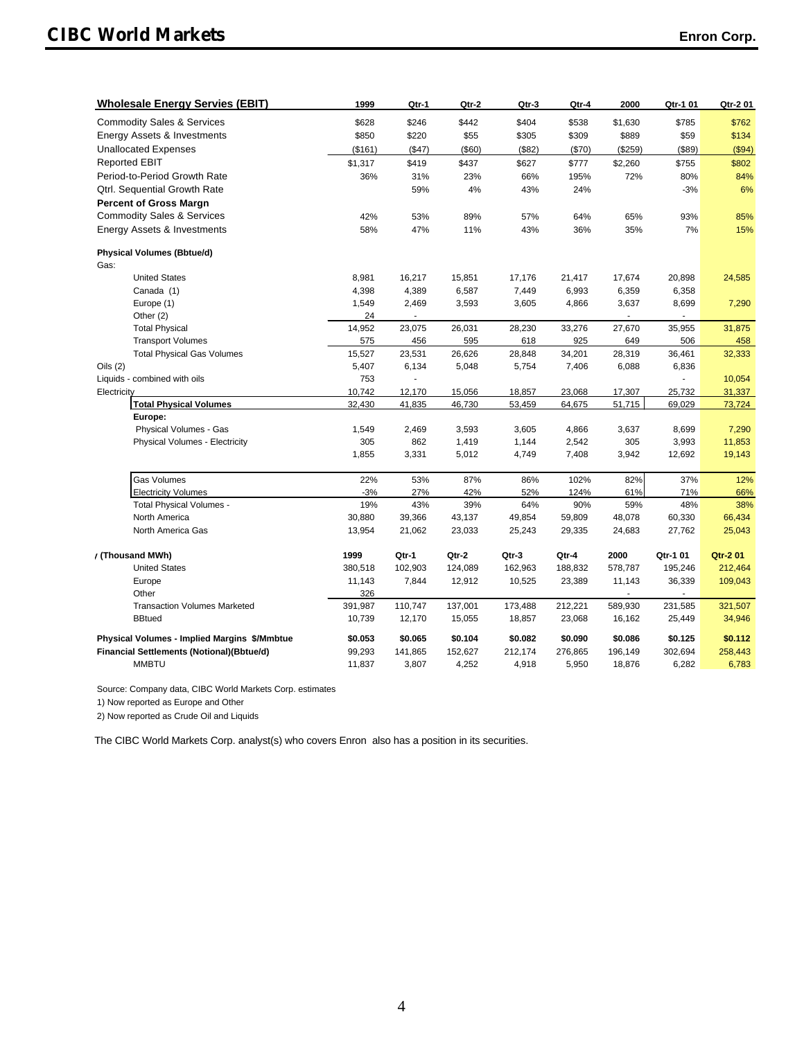| Wholesale Energy Servies (EBIT) | 1999 | Qtr-1 | Qtr-2 | Qtr-3 | Qtr-4 | 2000 | Qtr-1 01 | Qtr-2 01 |
|---|---|---|---|---|---|---|---|---|
| Commodity Sales & Services | $628 | $246 | $442 | $404 | $538 | $1,630 | $785 | $762 |
| Energy Assets & Investments | $850 | $220 | $55 | $305 | $309 | $889 | $59 | $134 |
| Unallocated Expenses | ($161) | ($47) | ($60) | ($82) | ($70) | ($259) | ($89) | ($94) |
| Reported EBIT | $1,317 | $419 | $437 | $627 | $777 | $2,260 | $755 | $802 |
| Period-to-Period Growth Rate | 36% | 31% | 23% | 66% | 195% | 72% | 80% | 84% |
| Qtrl. Sequential Growth Rate | | 59% | 4% | 43% | 24% | | -3% | 6% |
| **Percent of Gross Margn** | | | | | | | | |
| Commodity Sales & Services | 42% | 53% | 89% | 57% | 64% | 65% | 93% | 85% |
| Energy Assets & Investments | 58% | 47% | 11% | 43% | 36% | 35% | 7% | 15% |
| **Physical Volumes (Bbtue/d)** | | | | | | | | |
| Gas: | | | | | | | | |
| United States | 8,981 | 16,217 | 15,851 | 17,176 | 21,417 | 17,674 | 20,898 | 24,585 |
| Canada (1) | 4,398 | 4,389 | 6,587 | 7,449 | 6,993 | 6,359 | 6,358 | |
| Europe (1) | 1,549 | 2,469 | 3,593 | 3,605 | 4,866 | 3,637 | 8,699 | 7,290 |
| Other (2) | 24 | - | | | | - | - | |
| Total Physical | 14,952 | 23,075 | 26,031 | 28,230 | 33,276 | 27,670 | 35,955 | 31,875 |
| Transport Volumes | 575 | 456 | 595 | 618 | 925 | 649 | 506 | 458 |
| Total Physical Gas Volumes | 15,527 | 23,531 | 26,626 | 28,848 | 34,201 | 28,319 | 36,461 | 32,333 |
| Oils (2) | 5,407 | 6,134 | 5,048 | 5,754 | 7,406 | 6,088 | 6,836 | |
| Liquids - combined with oils | 753 | - | | | | | - | 10,054 |
| Electricity | 10,742 | 12,170 | 15,056 | 18,857 | 23,068 | 17,307 | 25,732 | 31,337 |
| **Total Physical Volumes** | 32,430 | 41,835 | 46,730 | 53,459 | 64,675 | 51,715 | 69,029 | 73,724 |
| **Europe:** | | | | | | | | |
| Physical Volumes - Gas | 1,549 | 2,469 | 3,593 | 3,605 | 4,866 | 3,637 | 8,699 | 7,290 |
| Physical Volumes - Electricity | 305 | 862 | 1,419 | 1,144 | 2,542 | 305 | 3,993 | 11,853 |
| | 1,855 | 3,331 | 5,012 | 4,749 | 7,408 | 3,942 | 12,692 | 19,143 |
| Gas Volumes | 22% | 53% | 87% | 86% | 102% | 82% | 37% | 12% |
| Electricity Volumes | -3% | 27% | 42% | 52% | 124% | 61% | 71% | 66% |
| Total Physical Volumes - | 19% | 43% | 39% | 64% | 90% | 59% | 48% | 38% |
| North America | 30,880 | 39,366 | 43,137 | 49,854 | 59,809 | 48,078 | 60,330 | 66,434 |
| North America Gas | 13,954 | 21,062 | 23,033 | 25,243 | 29,335 | 24,683 | 27,762 | 25,043 |
| **/ (Thousand MWh)** | **1999** | **Qtr-1** | **Qtr-2** | **Qtr-3** | **Qtr-4** | **2000** | **Qtr-1 01** | **Qtr-2 01** |
| United States | 380,518 | 102,903 | 124,089 | 162,963 | 188,832 | 578,787 | 195,246 | 212,464 |
| Europe | 11,143 | 7,844 | 12,912 | 10,525 | 23,389 | 11,143 | 36,339 | 109,043 |
| Other | 326 | | | | | - | - | |
| Transaction Volumes Marketed | 391,987 | 110,747 | 137,001 | 173,488 | 212,221 | 589,930 | 231,585 | 321,507 |
| BBtued | 10,739 | 12,170 | 15,055 | 18,857 | 23,068 | 16,162 | 25,449 | 34,946 |
| **Physical Volumes - Implied Margins $/Mmbtue** | **$0.053** | **$0.065** | **$0.104** | **$0.082** | **$0.090** | **$0.086** | **$0.125** | **$0.112** |
| **Financial Settlements (Notional)(Bbtue/d)** | 99,293 | 141,865 | 152,627 | 212,174 | 276,865 | 196,149 | 302,694 | 258,443 |
| MMBTU | 11,837 | 3,807 | 4,252 | 4,918 | 5,950 | 18,876 | 6,282 | 6,783 |

Source: Company data, CIBC World Markets Corp. estimates

1) Now reported as Europe and Other

2) Now reported as Crude Oil and Liquids

The CIBC World Markets Corp. analyst(s) who covers Enron also has a position in its securities.